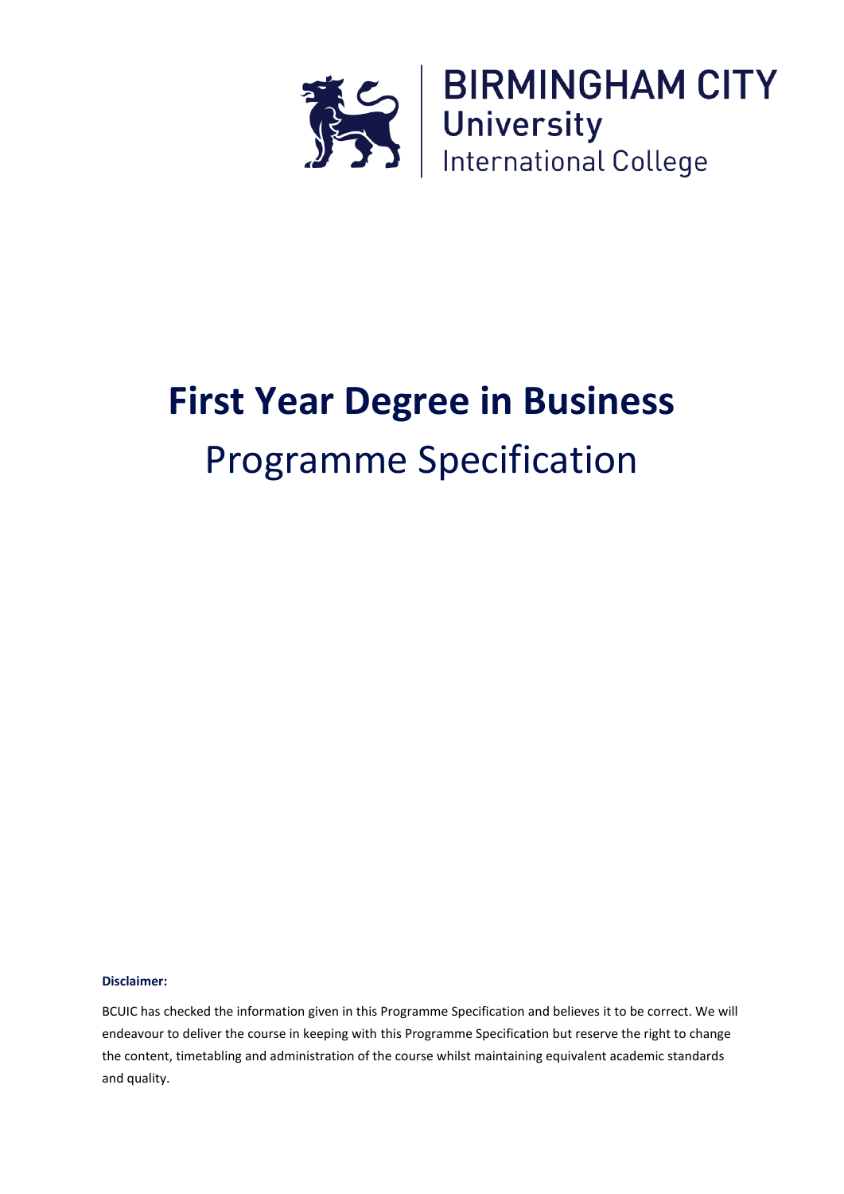BIRMINGHAM CITY
University
International College

# First Year Degree in Business

## Programme Specification

**Disclaimer:**

BCUIC has checked the information given in this Programme Specification and believes it to be correct. We will endeavour to deliver the course in keeping with this Programme Specification but reserve the right to change the content, timetabling and administration of the course whilst maintaining equivalent academic standards and quality.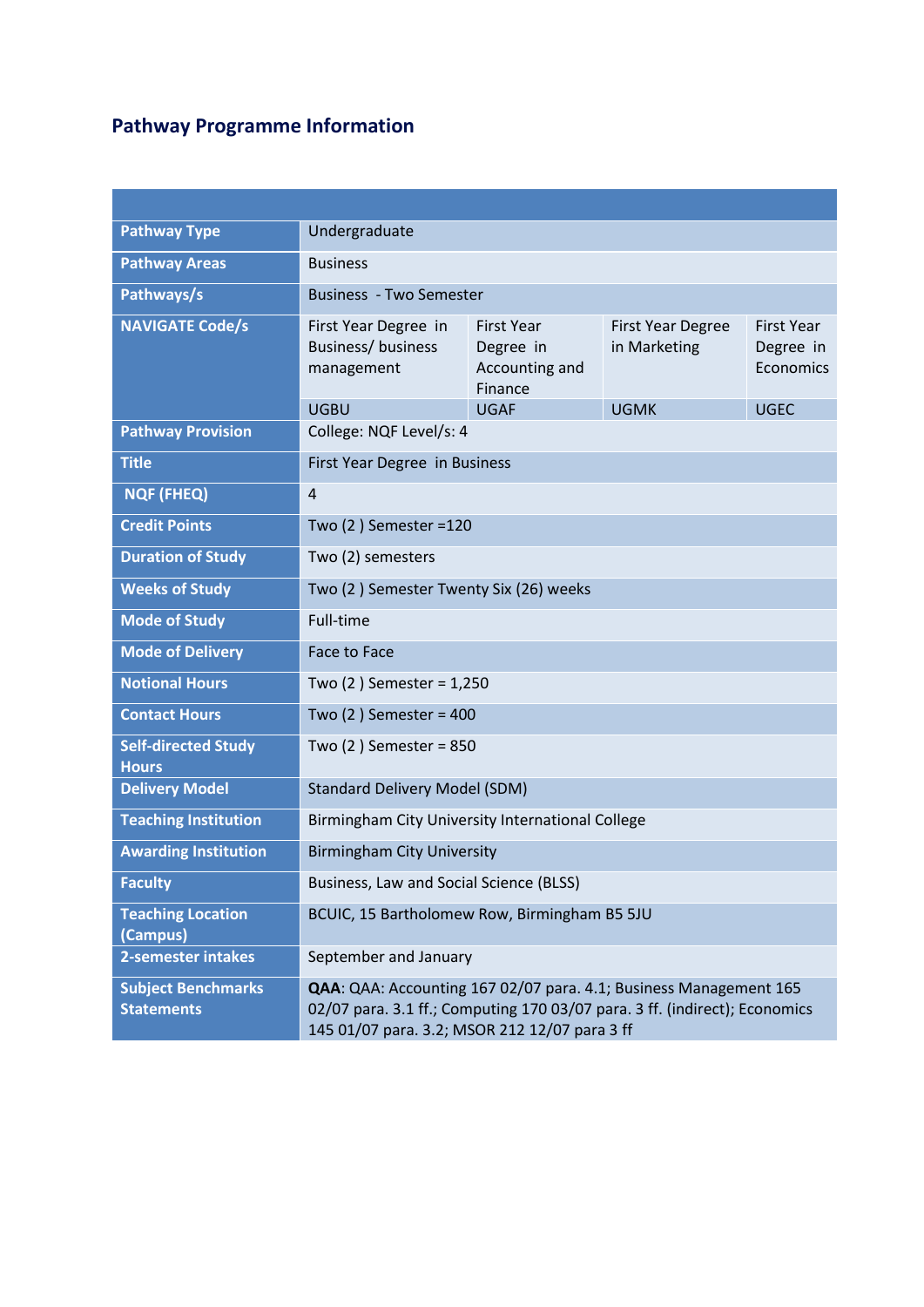## Pathway Programme Information

| | | | | |
|---|---|---|---|---|
| **Pathway Type** | Undergraduate | | | |
| **Pathway Areas** | Business | | | |
| **Pathways/s** | Business - Two Semester | | | |
| **NAVIGATE Code/s** | First Year Degree in Business/ business management | First Year Degree in Accounting and Finance | First Year Degree in Marketing | First Year Degree in Economics |
| | UGBU | UGAF | UGMK | UGEC |
| **Pathway Provision** | College: NQF Level/s: 4 | | | |
| **Title** | First Year Degree in Business | | | |
| **NQF (FHEQ)** | 4 | | | |
| **Credit Points** | Two (2 ) Semester =120 | | | |
| **Duration of Study** | Two (2) semesters | | | |
| **Weeks of Study** | Two (2 ) Semester Twenty Six (26) weeks | | | |
| **Mode of Study** | Full-time | | | |
| **Mode of Delivery** | Face to Face | | | |
| **Notional Hours** | Two (2 ) Semester = 1,250 | | | |
| **Contact Hours** | Two (2 ) Semester = 400 | | | |
| **Self-directed Study Hours** | Two (2 ) Semester = 850 | | | |
| **Delivery Model** | Standard Delivery Model (SDM) | | | |
| **Teaching Institution** | Birmingham City University International College | | | |
| **Awarding Institution** | Birmingham City University | | | |
| **Faculty** | Business, Law and Social Science (BLSS) | | | |
| **Teaching Location (Campus)** | BCUIC, 15 Bartholomew Row, Birmingham B5 5JU | | | |
| **2-semester intakes** | September and January | | | |
| **Subject Benchmarks Statements** | **QAA**: QAA: Accounting 167 02/07 para. 4.1; Business Management 165 02/07 para. 3.1 ff.; Computing 170 03/07 para. 3 ff. (indirect); Economics 145 01/07 para. 3.2; MSOR 212 12/07 para 3 ff | | | |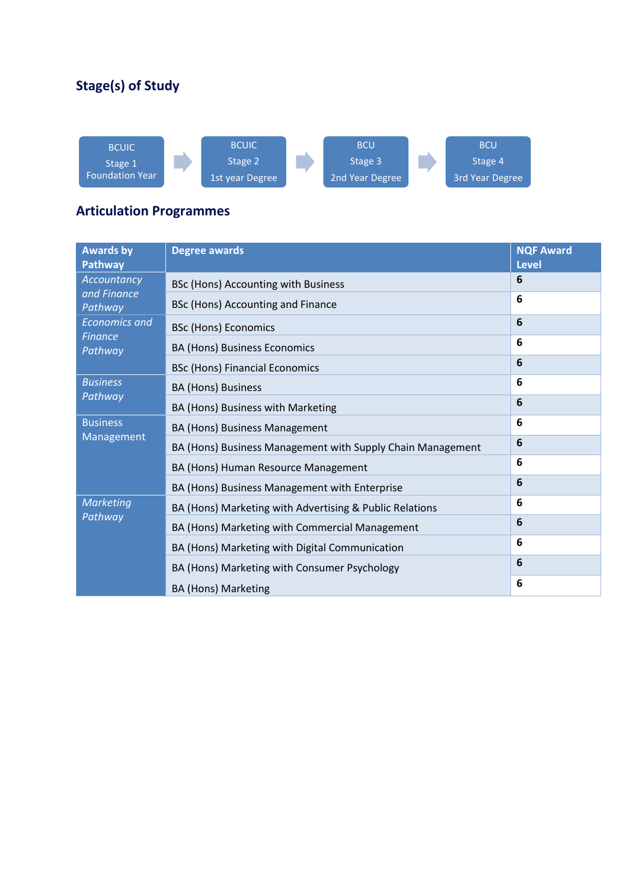## Stage(s) of Study

BCUIC Stage 1 Foundation Year → BCUIC Stage 2 1st year Degree → BCU Stage 3 2nd Year Degree → BCU Stage 4 3rd Year Degree

## Articulation Programmes

| Awards by Pathway | Degree awards | NQF Award Level |
|---|---|---|
| *Accountancy and Finance Pathway* | BSc (Hons) Accounting with Business | 6 |
| | BSc (Hons) Accounting and Finance | 6 |
| *Economics and Finance Pathway* | BSc (Hons) Economics | 6 |
| | BA (Hons) Business Economics | 6 |
| | BSc (Hons) Financial Economics | 6 |
| *Business Pathway* | BA (Hons) Business | 6 |
| | BA (Hons) Business with Marketing | 6 |
| Business Management | BA (Hons) Business Management | 6 |
| | BA (Hons) Business Management with Supply Chain Management | 6 |
| | BA (Hons) Human Resource Management | 6 |
| | BA (Hons) Business Management with Enterprise | 6 |
| *Marketing Pathway* | BA (Hons) Marketing with Advertising & Public Relations | 6 |
| | BA (Hons) Marketing with Commercial Management | 6 |
| | BA (Hons) Marketing with Digital Communication | 6 |
| | BA (Hons) Marketing with Consumer Psychology | 6 |
| | BA (Hons) Marketing | 6 |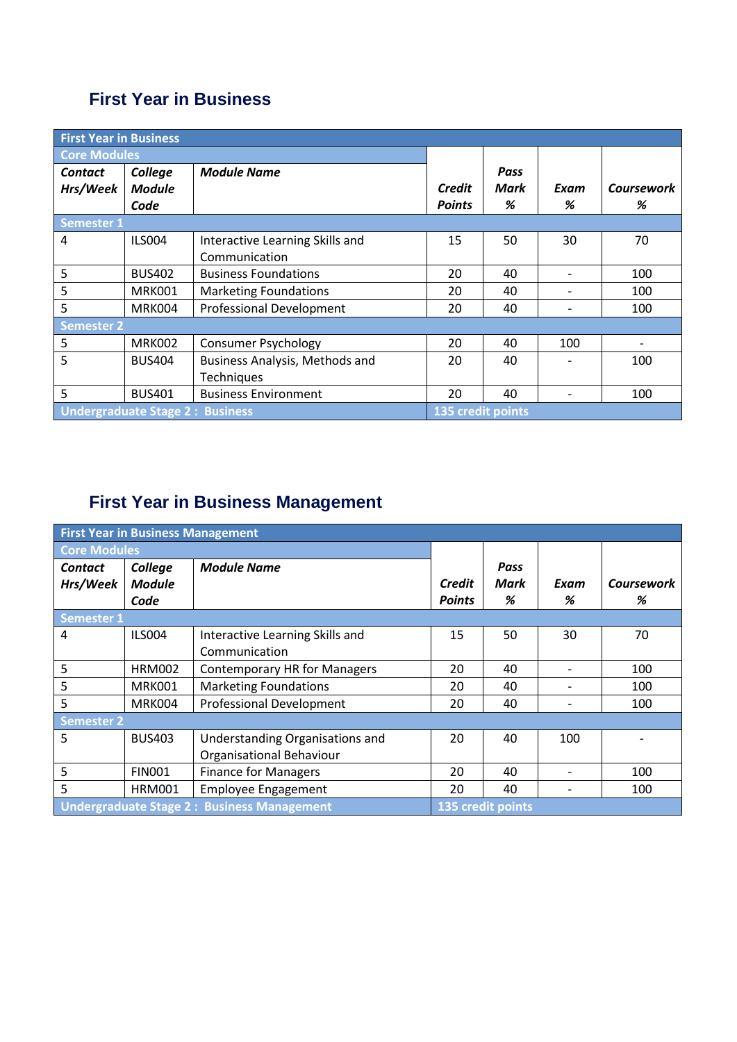## First Year in Business

| First Year in Business | | | | | | |
|---|---|---|---|---|---|---|
| Core Modules | | | | | | |
| ***Contact Hrs/Week*** | ***College Module Code*** | ***Module Name*** | ***Credit Points*** | ***Pass Mark %*** | ***Exam %*** | ***Coursework %*** |
| Semester 1 | | | | | | |
| 4 | ILS004 | Interactive Learning Skills and Communication | 15 | 50 | 30 | 70 |
| 5 | BUS402 | Business Foundations | 20 | 40 | - | 100 |
| 5 | MRK001 | Marketing Foundations | 20 | 40 | - | 100 |
| 5 | MRK004 | Professional Development | 20 | 40 | - | 100 |
| Semester 2 | | | | | | |
| 5 | MRK002 | Consumer Psychology | 20 | 40 | 100 | - |
| 5 | BUS404 | Business Analysis, Methods and Techniques | 20 | 40 | - | 100 |
| 5 | BUS401 | Business Environment | 20 | 40 | - | 100 |
| Undergraduate Stage 2 : Business | | | 135 credit points | | | |

## First Year in Business Management

| First Year in Business Management | | | | | | |
|---|---|---|---|---|---|---|
| Core Modules | | | | | | |
| ***Contact Hrs/Week*** | ***College Module Code*** | ***Module Name*** | ***Credit Points*** | ***Pass Mark %*** | ***Exam %*** | ***Coursework %*** |
| Semester 1 | | | | | | |
| 4 | ILS004 | Interactive Learning Skills and Communication | 15 | 50 | 30 | 70 |
| 5 | HRM002 | Contemporary HR for Managers | 20 | 40 | - | 100 |
| 5 | MRK001 | Marketing Foundations | 20 | 40 | - | 100 |
| 5 | MRK004 | Professional Development | 20 | 40 | - | 100 |
| Semester 2 | | | | | | |
| 5 | BUS403 | Understanding Organisations and Organisational Behaviour | 20 | 40 | 100 | - |
| 5 | FIN001 | Finance for Managers | 20 | 40 | - | 100 |
| 5 | HRM001 | Employee Engagement | 20 | 40 | - | 100 |
| Undergraduate Stage 2 : Business Management | | | 135 credit points | | | |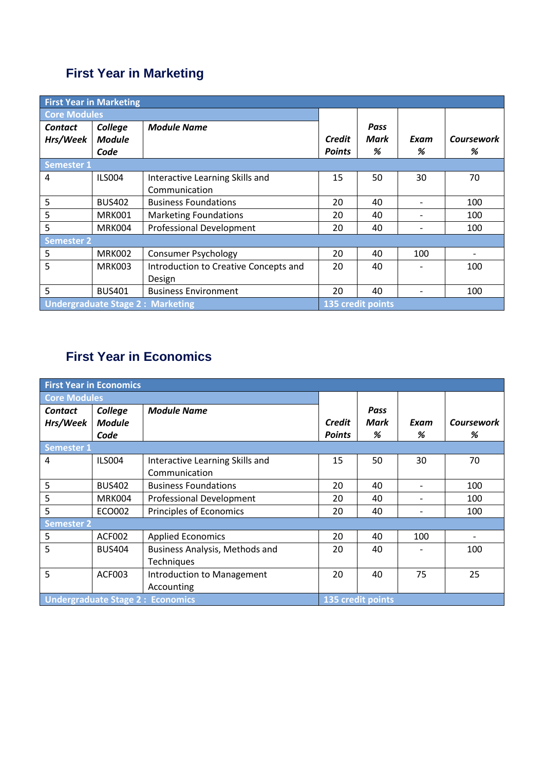## First Year in Marketing

| First Year in Marketing | | | | | | |
|---|---|---|---|---|---|---|
| **Core Modules** | | | | | | |
| ***Contact Hrs/Week*** | ***College Module Code*** | ***Module Name*** | ***Credit Points*** | ***Pass Mark %*** | ***Exam %*** | ***Coursework %*** |
| **Semester 1** | | | | | | |
| 4 | ILS004 | Interactive Learning Skills and Communication | 15 | 50 | 30 | 70 |
| 5 | BUS402 | Business Foundations | 20 | 40 | - | 100 |
| 5 | MRK001 | Marketing Foundations | 20 | 40 | - | 100 |
| 5 | MRK004 | Professional Development | 20 | 40 | - | 100 |
| **Semester 2** | | | | | | |
| 5 | MRK002 | Consumer Psychology | 20 | 40 | 100 | - |
| 5 | MRK003 | Introduction to Creative Concepts and Design | 20 | 40 | - | 100 |
| 5 | BUS401 | Business Environment | 20 | 40 | - | 100 |
| **Undergraduate Stage 2 : Marketing** | | | **135 credit points** | | | |

## First Year in Economics

| First Year in Economics | | | | | | |
|---|---|---|---|---|---|---|
| **Core Modules** | | | | | | |
| ***Contact Hrs/Week*** | ***College Module Code*** | ***Module Name*** | ***Credit Points*** | ***Pass Mark %*** | ***Exam %*** | ***Coursework %*** |
| **Semester 1** | | | | | | |
| 4 | ILS004 | Interactive Learning Skills and Communication | 15 | 50 | 30 | 70 |
| 5 | BUS402 | Business Foundations | 20 | 40 | - | 100 |
| 5 | MRK004 | Professional Development | 20 | 40 | - | 100 |
| 5 | ECO002 | Principles of Economics | 20 | 40 | - | 100 |
| **Semester 2** | | | | | | |
| 5 | ACF002 | Applied Economics | 20 | 40 | 100 | - |
| 5 | BUS404 | Business Analysis, Methods and Techniques | 20 | 40 | - | 100 |
| 5 | ACF003 | Introduction to Management Accounting | 20 | 40 | 75 | 25 |
| **Undergraduate Stage 2 : Economics** | | | **135 credit points** | | | |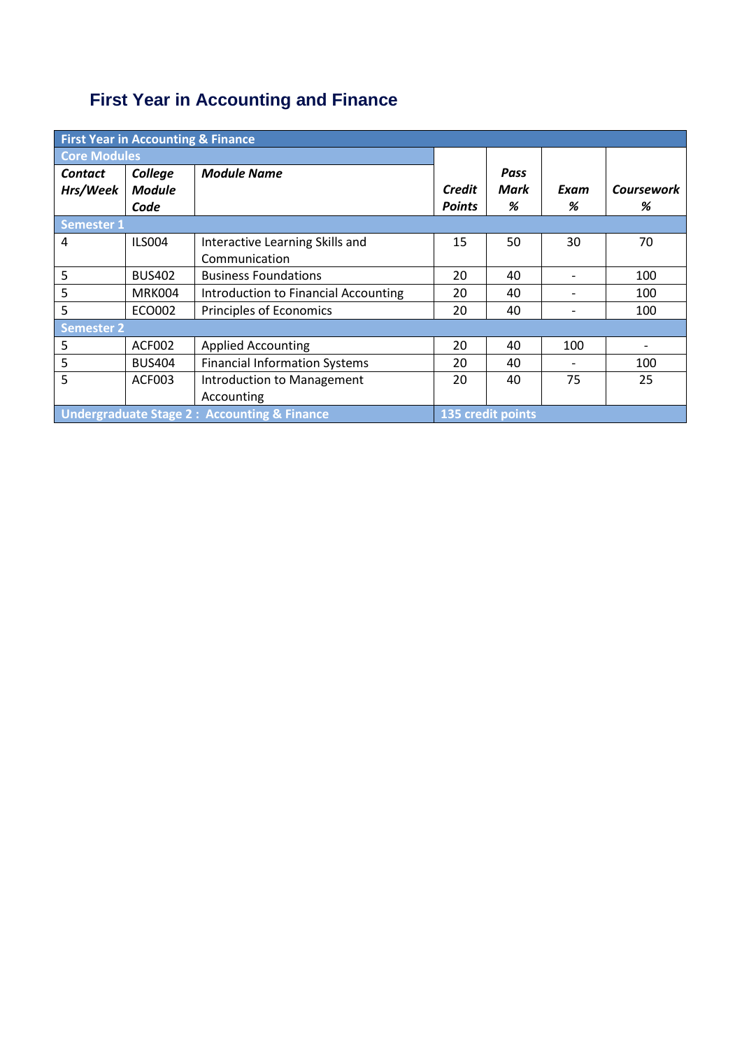# First Year in Accounting and Finance

| First Year in Accounting & Finance | | | | | | | |
|---|---|---|---|---|---|---|---|
| **Core Modules** | | | | | | | |
| ***Contact Hrs/Week*** | ***College Module Code*** | ***Module Name*** | ***Credit Points*** | ***Pass Mark %*** | ***Exam %*** | ***Coursework %*** |
| **Semester 1** | | | | | | |
| 4 | ILS004 | Interactive Learning Skills and Communication | 15 | 50 | 30 | 70 |
| 5 | BUS402 | Business Foundations | 20 | 40 | - | 100 |
| 5 | MRK004 | Introduction to Financial Accounting | 20 | 40 | - | 100 |
| 5 | ECO002 | Principles of Economics | 20 | 40 | - | 100 |
| **Semester 2** | | | | | | |
| 5 | ACF002 | Applied Accounting | 20 | 40 | 100 | - |
| 5 | BUS404 | Financial Information Systems | 20 | 40 | - | 100 |
| 5 | ACF003 | Introduction to Management Accounting | 20 | 40 | 75 | 25 |
| **Undergraduate Stage 2 : Accounting & Finance** | | | **135 credit points** | | | |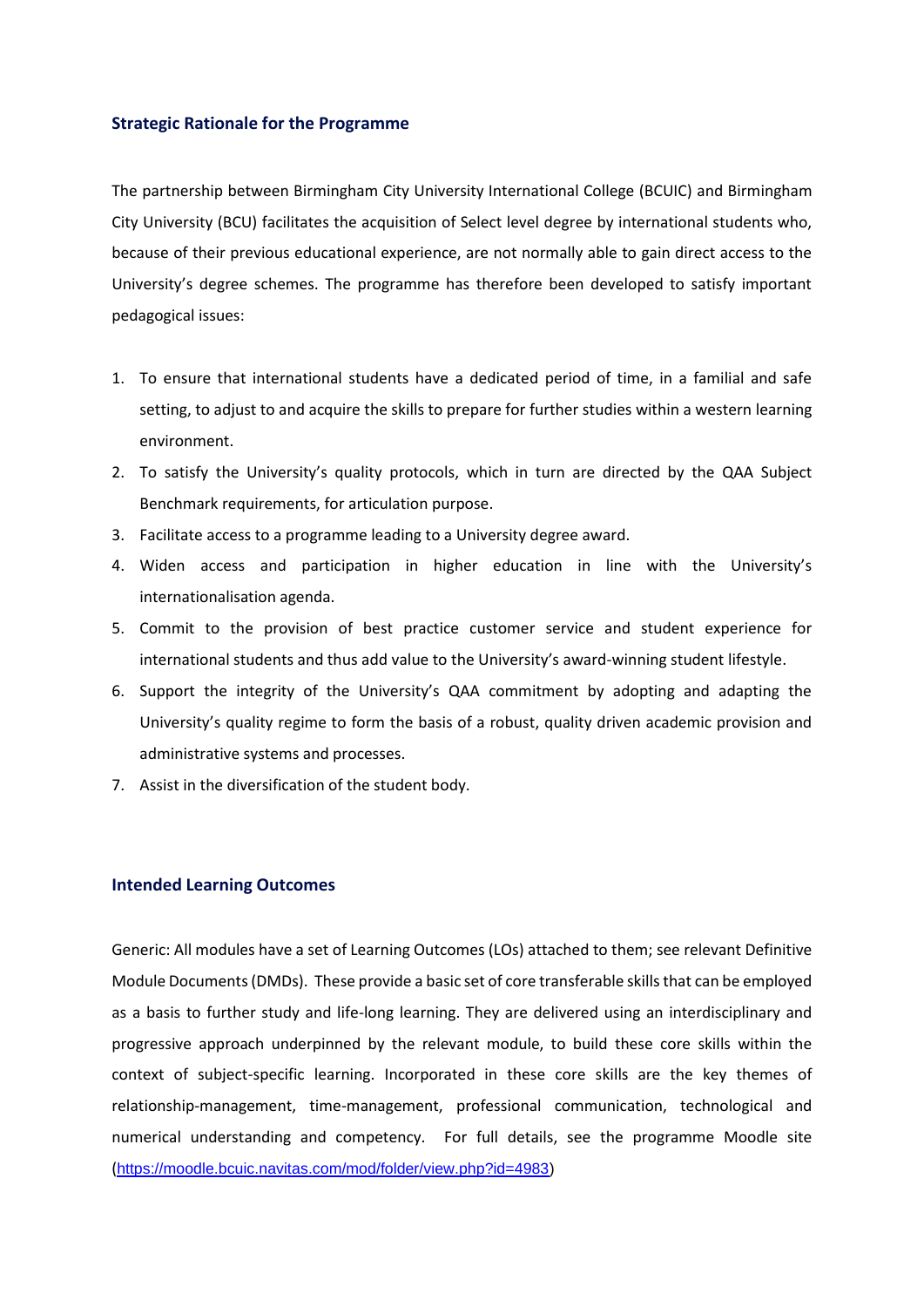## Strategic Rationale for the Programme

The partnership between Birmingham City University International College (BCUIC) and Birmingham City University (BCU) facilitates the acquisition of Select level degree by international students who, because of their previous educational experience, are not normally able to gain direct access to the University's degree schemes. The programme has therefore been developed to satisfy important pedagogical issues:

1. To ensure that international students have a dedicated period of time, in a familial and safe setting, to adjust to and acquire the skills to prepare for further studies within a western learning environment.
2. To satisfy the University's quality protocols, which in turn are directed by the QAA Subject Benchmark requirements, for articulation purpose.
3. Facilitate access to a programme leading to a University degree award.
4. Widen access and participation in higher education in line with the University's internationalisation agenda.
5. Commit to the provision of best practice customer service and student experience for international students and thus add value to the University's award-winning student lifestyle.
6. Support the integrity of the University's QAA commitment by adopting and adapting the University's quality regime to form the basis of a robust, quality driven academic provision and administrative systems and processes.
7. Assist in the diversification of the student body.

## Intended Learning Outcomes

Generic: All modules have a set of Learning Outcomes (LOs) attached to them; see relevant Definitive Module Documents (DMDs). These provide a basic set of core transferable skills that can be employed as a basis to further study and life-long learning. They are delivered using an interdisciplinary and progressive approach underpinned by the relevant module, to build these core skills within the context of subject-specific learning. Incorporated in these core skills are the key themes of relationship-management, time-management, professional communication, technological and numerical understanding and competency. For full details, see the programme Moodle site (https://moodle.bcuic.navitas.com/mod/folder/view.php?id=4983)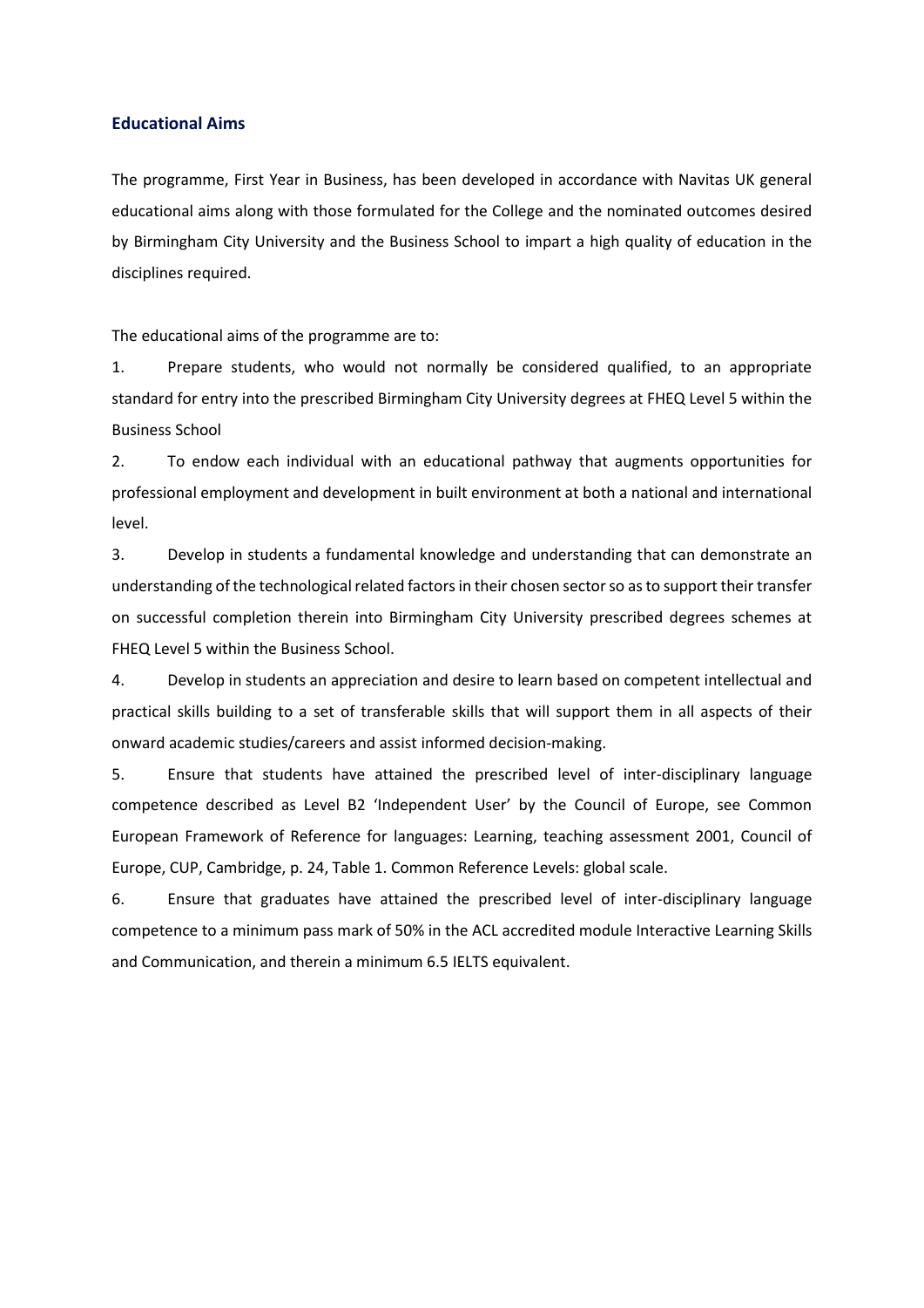## Educational Aims

The programme, First Year in Business, has been developed in accordance with Navitas UK general educational aims along with those formulated for the College and the nominated outcomes desired by Birmingham City University and the Business School to impart a high quality of education in the disciplines required.

The educational aims of the programme are to:

1. Prepare students, who would not normally be considered qualified, to an appropriate standard for entry into the prescribed Birmingham City University degrees at FHEQ Level 5 within the Business School
2. To endow each individual with an educational pathway that augments opportunities for professional employment and development in built environment at both a national and international level.
3. Develop in students a fundamental knowledge and understanding that can demonstrate an understanding of the technological related factors in their chosen sector so as to support their transfer on successful completion therein into Birmingham City University prescribed degrees schemes at FHEQ Level 5 within the Business School.
4. Develop in students an appreciation and desire to learn based on competent intellectual and practical skills building to a set of transferable skills that will support them in all aspects of their onward academic studies/careers and assist informed decision-making.
5. Ensure that students have attained the prescribed level of inter-disciplinary language competence described as Level B2 'Independent User' by the Council of Europe, see Common European Framework of Reference for languages: Learning, teaching assessment 2001, Council of Europe, CUP, Cambridge, p. 24, Table 1. Common Reference Levels: global scale.
6. Ensure that graduates have attained the prescribed level of inter-disciplinary language competence to a minimum pass mark of 50% in the ACL accredited module Interactive Learning Skills and Communication, and therein a minimum 6.5 IELTS equivalent.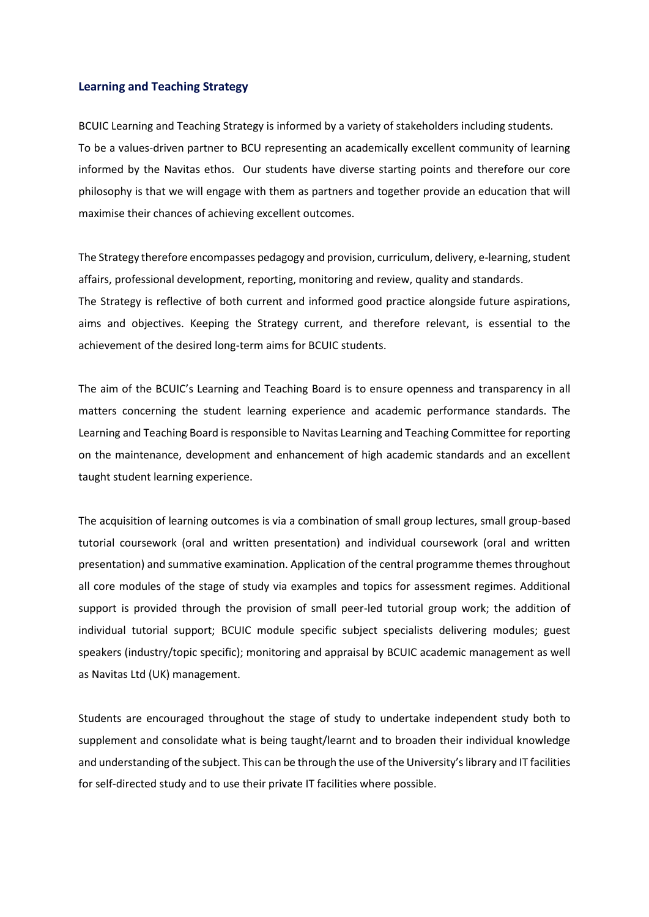## Learning and Teaching Strategy

BCUIC Learning and Teaching Strategy is informed by a variety of stakeholders including students. To be a values-driven partner to BCU representing an academically excellent community of learning informed by the Navitas ethos. Our students have diverse starting points and therefore our core philosophy is that we will engage with them as partners and together provide an education that will maximise their chances of achieving excellent outcomes.

The Strategy therefore encompasses pedagogy and provision, curriculum, delivery, e-learning, student affairs, professional development, reporting, monitoring and review, quality and standards.
The Strategy is reflective of both current and informed good practice alongside future aspirations, aims and objectives. Keeping the Strategy current, and therefore relevant, is essential to the achievement of the desired long-term aims for BCUIC students.

The aim of the BCUIC's Learning and Teaching Board is to ensure openness and transparency in all matters concerning the student learning experience and academic performance standards. The Learning and Teaching Board is responsible to Navitas Learning and Teaching Committee for reporting on the maintenance, development and enhancement of high academic standards and an excellent taught student learning experience.

The acquisition of learning outcomes is via a combination of small group lectures, small group-based tutorial coursework (oral and written presentation) and individual coursework (oral and written presentation) and summative examination. Application of the central programme themes throughout all core modules of the stage of study via examples and topics for assessment regimes. Additional support is provided through the provision of small peer-led tutorial group work; the addition of individual tutorial support; BCUIC module specific subject specialists delivering modules; guest speakers (industry/topic specific); monitoring and appraisal by BCUIC academic management as well as Navitas Ltd (UK) management.

Students are encouraged throughout the stage of study to undertake independent study both to supplement and consolidate what is being taught/learnt and to broaden their individual knowledge and understanding of the subject. This can be through the use of the University's library and IT facilities for self-directed study and to use their private IT facilities where possible.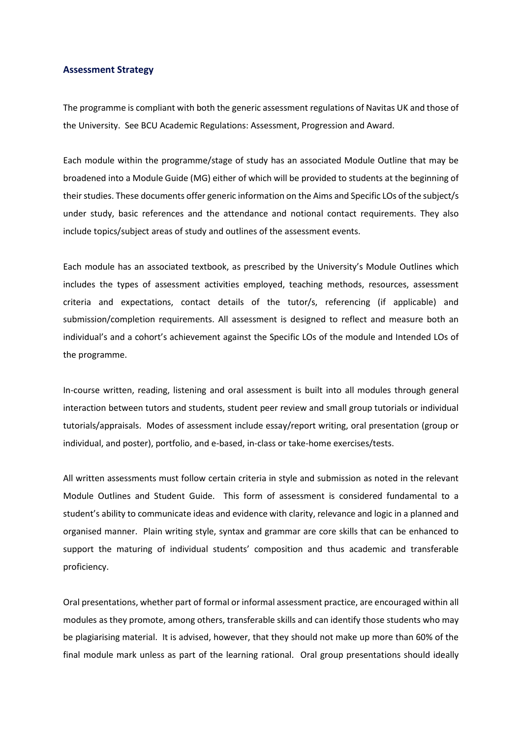### Assessment Strategy

The programme is compliant with both the generic assessment regulations of Navitas UK and those of the University. See BCU Academic Regulations: Assessment, Progression and Award.

Each module within the programme/stage of study has an associated Module Outline that may be broadened into a Module Guide (MG) either of which will be provided to students at the beginning of their studies. These documents offer generic information on the Aims and Specific LOs of the subject/s under study, basic references and the attendance and notional contact requirements. They also include topics/subject areas of study and outlines of the assessment events.

Each module has an associated textbook, as prescribed by the University's Module Outlines which includes the types of assessment activities employed, teaching methods, resources, assessment criteria and expectations, contact details of the tutor/s, referencing (if applicable) and submission/completion requirements. All assessment is designed to reflect and measure both an individual's and a cohort's achievement against the Specific LOs of the module and Intended LOs of the programme.

In-course written, reading, listening and oral assessment is built into all modules through general interaction between tutors and students, student peer review and small group tutorials or individual tutorials/appraisals. Modes of assessment include essay/report writing, oral presentation (group or individual, and poster), portfolio, and e-based, in-class or take-home exercises/tests.

All written assessments must follow certain criteria in style and submission as noted in the relevant Module Outlines and Student Guide. This form of assessment is considered fundamental to a student's ability to communicate ideas and evidence with clarity, relevance and logic in a planned and organised manner. Plain writing style, syntax and grammar are core skills that can be enhanced to support the maturing of individual students' composition and thus academic and transferable proficiency.

Oral presentations, whether part of formal or informal assessment practice, are encouraged within all modules as they promote, among others, transferable skills and can identify those students who may be plagiarising material. It is advised, however, that they should not make up more than 60% of the final module mark unless as part of the learning rational. Oral group presentations should ideally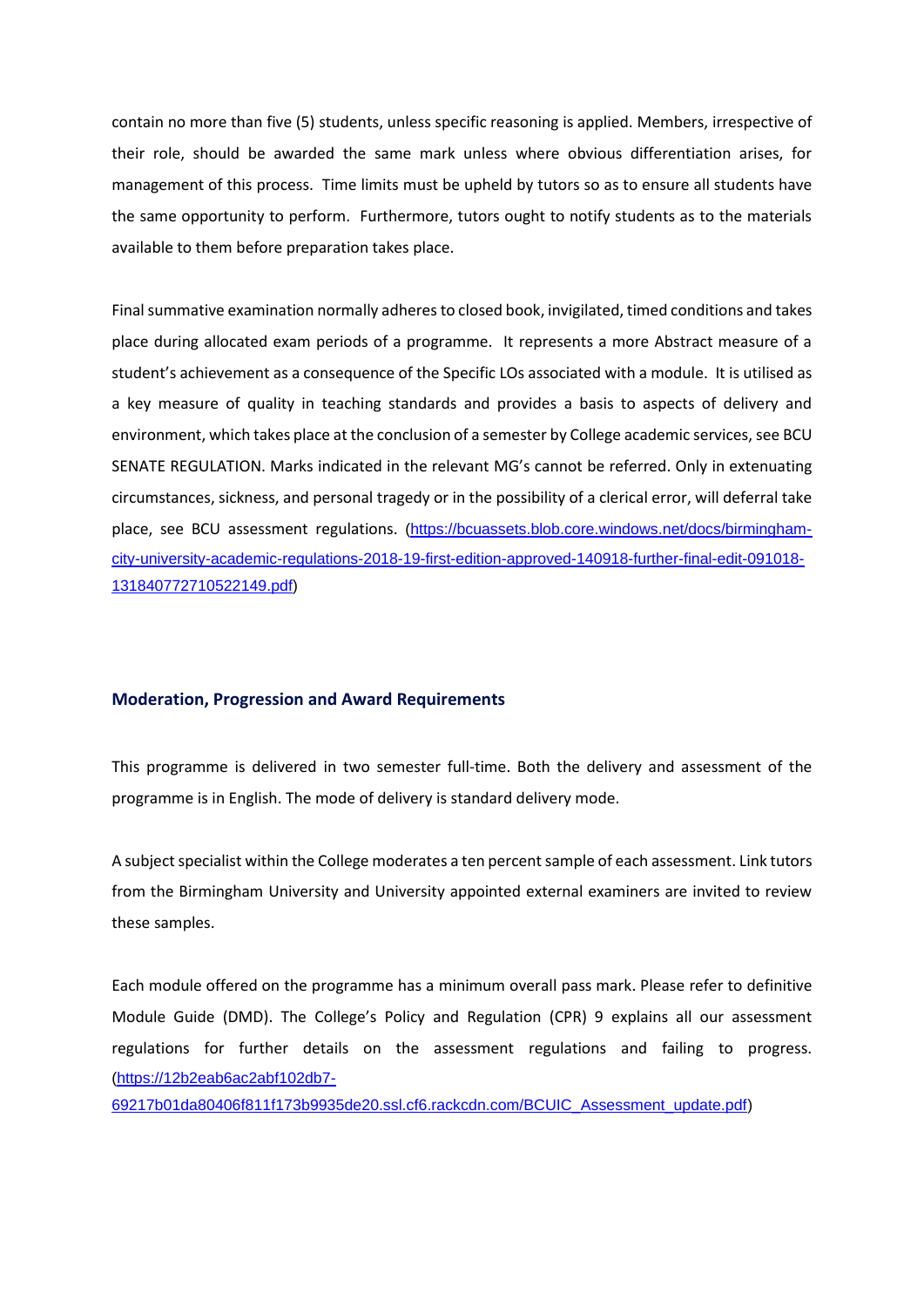contain no more than five (5) students, unless specific reasoning is applied. Members, irrespective of their role, should be awarded the same mark unless where obvious differentiation arises, for management of this process. Time limits must be upheld by tutors so as to ensure all students have the same opportunity to perform. Furthermore, tutors ought to notify students as to the materials available to them before preparation takes place.

Final summative examination normally adheres to closed book, invigilated, timed conditions and takes place during allocated exam periods of a programme. It represents a more Abstract measure of a student's achievement as a consequence of the Specific LOs associated with a module. It is utilised as a key measure of quality in teaching standards and provides a basis to aspects of delivery and environment, which takes place at the conclusion of a semester by College academic services, see BCU SENATE REGULATION. Marks indicated in the relevant MG's cannot be referred. Only in extenuating circumstances, sickness, and personal tragedy or in the possibility of a clerical error, will deferral take place, see BCU assessment regulations. (https://bcuassets.blob.core.windows.net/docs/birmingham-city-university-academic-regulations-2018-19-first-edition-approved-140918-further-final-edit-091018-131840772710522149.pdf)

## Moderation, Progression and Award Requirements

This programme is delivered in two semester full-time. Both the delivery and assessment of the programme is in English. The mode of delivery is standard delivery mode.

A subject specialist within the College moderates a ten percent sample of each assessment. Link tutors from the Birmingham University and University appointed external examiners are invited to review these samples.

Each module offered on the programme has a minimum overall pass mark. Please refer to definitive Module Guide (DMD). The College's Policy and Regulation (CPR) 9 explains all our assessment regulations for further details on the assessment regulations and failing to progress. (https://12b2eab6ac2abf102db7-69217b01da80406f811f173b9935de20.ssl.cf6.rackcdn.com/BCUIC_Assessment_update.pdf)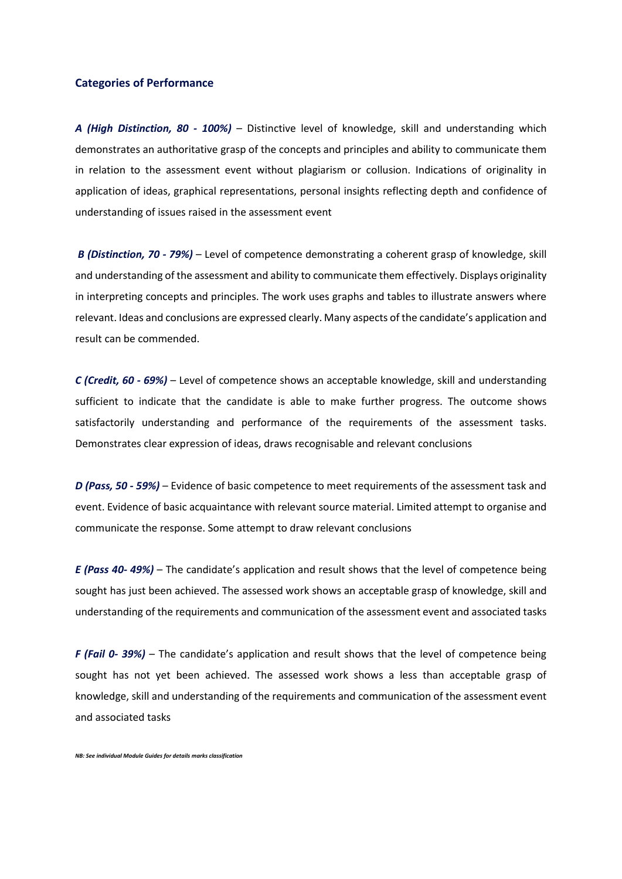## Categories of Performance

***A (High Distinction, 80 - 100%)*** – Distinctive level of knowledge, skill and understanding which demonstrates an authoritative grasp of the concepts and principles and ability to communicate them in relation to the assessment event without plagiarism or collusion. Indications of originality in application of ideas, graphical representations, personal insights reflecting depth and confidence of understanding of issues raised in the assessment event

***B (Distinction, 70 - 79%)*** – Level of competence demonstrating a coherent grasp of knowledge, skill and understanding of the assessment and ability to communicate them effectively. Displays originality in interpreting concepts and principles. The work uses graphs and tables to illustrate answers where relevant. Ideas and conclusions are expressed clearly. Many aspects of the candidate's application and result can be commended.

***C (Credit, 60 - 69%)*** – Level of competence shows an acceptable knowledge, skill and understanding sufficient to indicate that the candidate is able to make further progress. The outcome shows satisfactorily understanding and performance of the requirements of the assessment tasks. Demonstrates clear expression of ideas, draws recognisable and relevant conclusions

***D (Pass, 50 - 59%)*** – Evidence of basic competence to meet requirements of the assessment task and event. Evidence of basic acquaintance with relevant source material. Limited attempt to organise and communicate the response. Some attempt to draw relevant conclusions

***E (Pass 40- 49%)*** – The candidate's application and result shows that the level of competence being sought has just been achieved. The assessed work shows an acceptable grasp of knowledge, skill and understanding of the requirements and communication of the assessment event and associated tasks

***F (Fail 0- 39%)*** – The candidate's application and result shows that the level of competence being sought has not yet been achieved. The assessed work shows a less than acceptable grasp of knowledge, skill and understanding of the requirements and communication of the assessment event and associated tasks

***NB: See individual Module Guides for details marks classification***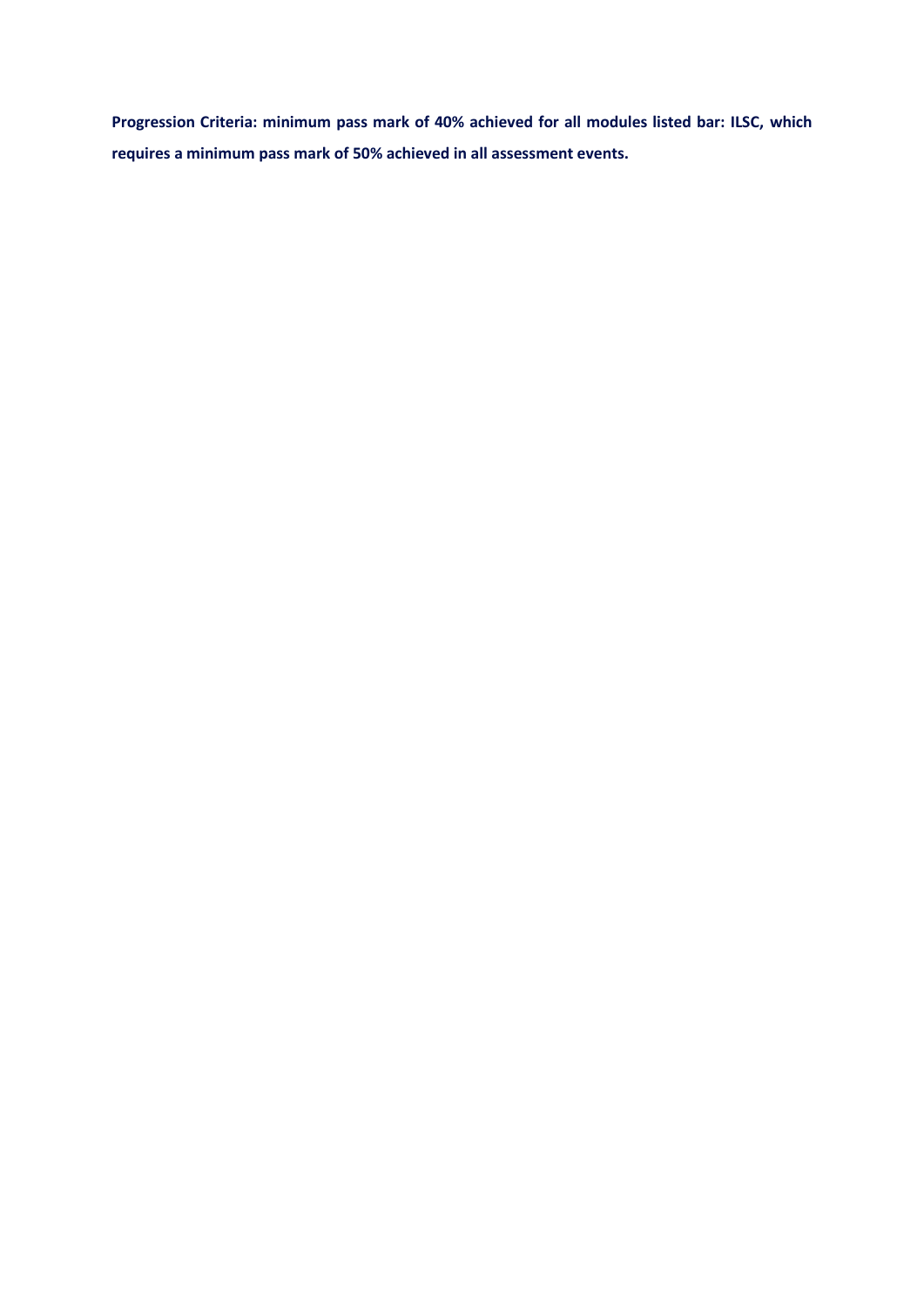**Progression Criteria: minimum pass mark of 40% achieved for all modules listed bar: ILSC, which requires a minimum pass mark of 50% achieved in all assessment events.**